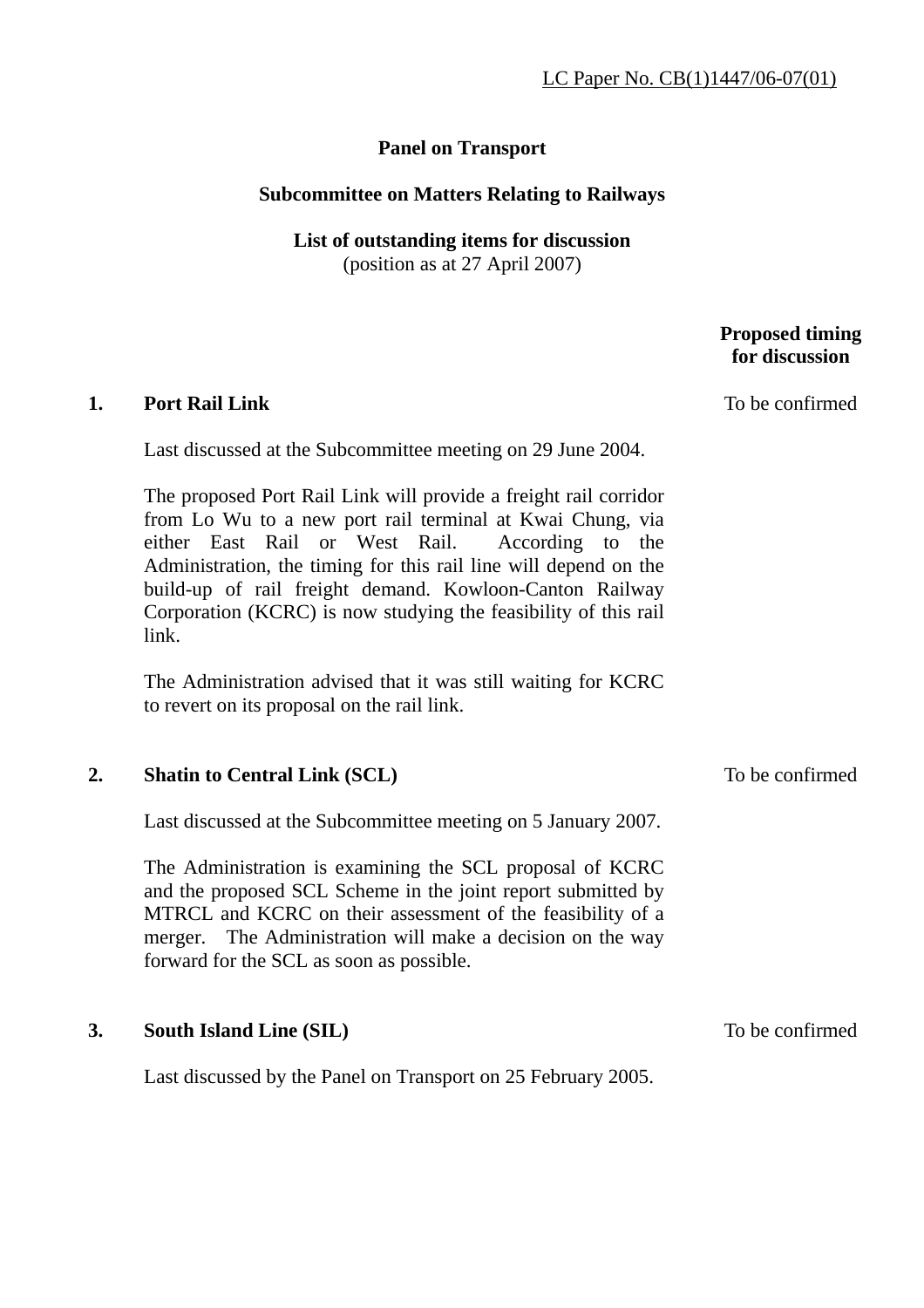LC Paper No. CB(1)1447/06-07(01)

**Panel on Transport**

**Subcommittee on Matters Relating to Railways**

**List of outstanding items for discussion**
(position as at 27 April 2007)

**Proposed timing for discussion**

**1. Port Rail Link** — To be confirmed

Last discussed at the Subcommittee meeting on 29 June 2004.

The proposed Port Rail Link will provide a freight rail corridor from Lo Wu to a new port rail terminal at Kwai Chung, via either East Rail or West Rail. According to the Administration, the timing for this rail line will depend on the build-up of rail freight demand. Kowloon-Canton Railway Corporation (KCRC) is now studying the feasibility of this rail link.

The Administration advised that it was still waiting for KCRC to revert on its proposal on the rail link.

**2. Shatin to Central Link (SCL)** — To be confirmed

Last discussed at the Subcommittee meeting on 5 January 2007.

The Administration is examining the SCL proposal of KCRC and the proposed SCL Scheme in the joint report submitted by MTRCL and KCRC on their assessment of the feasibility of a merger. The Administration will make a decision on the way forward for the SCL as soon as possible.

**3. South Island Line (SIL)** — To be confirmed

Last discussed by the Panel on Transport on 25 February 2005.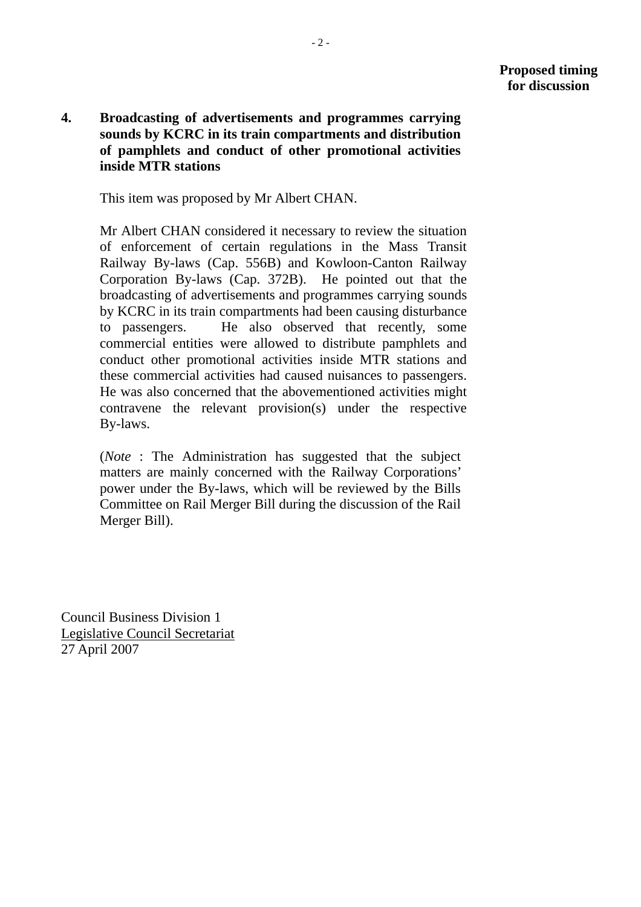**Proposed timing for discussion**

**4. Broadcasting of advertisements and programmes carrying sounds by KCRC in its train compartments and distribution of pamphlets and conduct of other promotional activities inside MTR stations**

This item was proposed by Mr Albert CHAN.

Mr Albert CHAN considered it necessary to review the situation of enforcement of certain regulations in the Mass Transit Railway By-laws (Cap. 556B) and Kowloon-Canton Railway Corporation By-laws (Cap. 372B). He pointed out that the broadcasting of advertisements and programmes carrying sounds by KCRC in its train compartments had been causing disturbance to passengers. He also observed that recently, some commercial entities were allowed to distribute pamphlets and conduct other promotional activities inside MTR stations and these commercial activities had caused nuisances to passengers. He was also concerned that the abovementioned activities might contravene the relevant provision(s) under the respective By-laws.

(*Note* : The Administration has suggested that the subject matters are mainly concerned with the Railway Corporations' power under the By-laws, which will be reviewed by the Bills Committee on Rail Merger Bill during the discussion of the Rail Merger Bill).

Council Business Division 1
Legislative Council Secretariat
27 April 2007